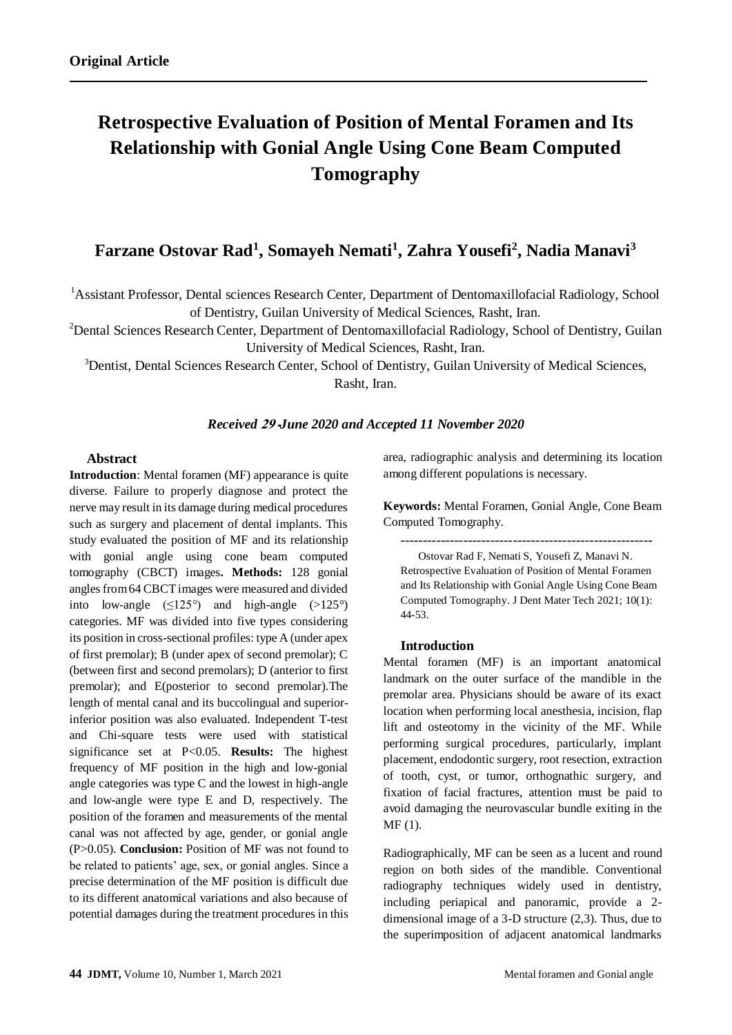**Original Article**

# Retrospective Evaluation of Position of Mental Foramen and Its Relationship with Gonial Angle Using Cone Beam Computed Tomography

## Farzane Ostovar Rad[1], Somayeh Nemati[1], Zahra Yousefi[2], Nadia Manavi[3]

[1]Assistant Professor, Dental sciences Research Center, Department of Dentomaxillofacial Radiology, School of Dentistry, Guilan University of Medical Sciences, Rasht, Iran.

[2]Dental Sciences Research Center, Department of Dentomaxillofacial Radiology, School of Dentistry, Guilan University of Medical Sciences, Rasht, Iran.

[3]Dentist, Dental Sciences Research Center, School of Dentistry, Guilan University of Medical Sciences, Rasht, Iran.

***Received 29 June 2020 and Accepted 11 November 2020***

### Abstract

**Introduction**: Mental foramen (MF) appearance is quite diverse. Failure to properly diagnose and protect the nerve may result in its damage during medical procedures such as surgery and placement of dental implants. This study evaluated the position of MF and its relationship with gonial angle using cone beam computed tomography (CBCT) images**. Methods:** 128 gonial angles from 64 CBCT images were measured and divided into low-angle (≤125°) and high-angle (>125°) categories. MF was divided into five types considering its position in cross-sectional profiles: type A (under apex of first premolar); B (under apex of second premolar); C (between first and second premolars); D (anterior to first premolar); and E(posterior to second premolar).The length of mental canal and its buccolingual and superior-inferior position was also evaluated. Independent T-test and Chi-square tests were used with statistical significance set at P<0.05. **Results:** The highest frequency of MF position in the high and low-gonial angle categories was type C and the lowest in high-angle and low-angle were type E and D, respectively. The position of the foramen and measurements of the mental canal was not affected by age, gender, or gonial angle (P>0.05). **Conclusion:** Position of MF was not found to be related to patients' age, sex, or gonial angles. Since a precise determination of the MF position is difficult due to its different anatomical variations and also because of potential damages during the treatment procedures in this area, radiographic analysis and determining its location among different populations is necessary.

**Keywords:** Mental Foramen, Gonial Angle, Cone Beam Computed Tomography.

--------------------------------------------------------

Ostovar Rad F, Nemati S, Yousefi Z, Manavi N. Retrospective Evaluation of Position of Mental Foramen and Its Relationship with Gonial Angle Using Cone Beam Computed Tomography. J Dent Mater Tech 2021; 10(1): 44-53.

### Introduction

Mental foramen (MF) is an important anatomical landmark on the outer surface of the mandible in the premolar area. Physicians should be aware of its exact location when performing local anesthesia, incision, flap lift and osteotomy in the vicinity of the MF. While performing surgical procedures, particularly, implant placement, endodontic surgery, root resection, extraction of tooth, cyst, or tumor, orthognathic surgery, and fixation of facial fractures, attention must be paid to avoid damaging the neurovascular bundle exiting in the MF (1).

Radiographically, MF can be seen as a lucent and round region on both sides of the mandible. Conventional radiography techniques widely used in dentistry, including periapical and panoramic, provide a 2-dimensional image of a 3-D structure (2,3). Thus, due to the superimposition of adjacent anatomical landmarks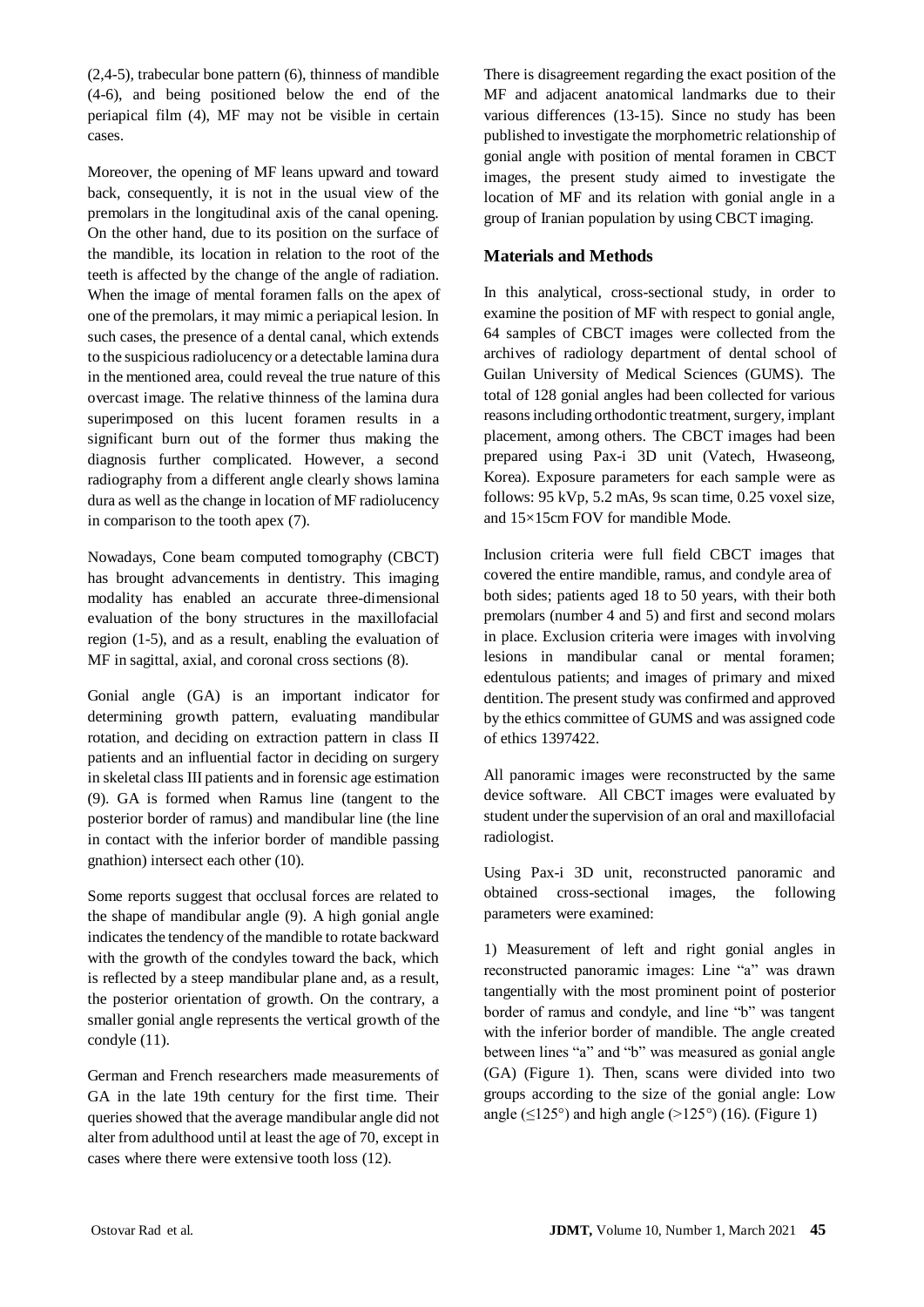(2,4-5), trabecular bone pattern (6), thinness of mandible (4-6), and being positioned below the end of the periapical film (4), MF may not be visible in certain cases.

Moreover, the opening of MF leans upward and toward back, consequently, it is not in the usual view of the premolars in the longitudinal axis of the canal opening. On the other hand, due to its position on the surface of the mandible, its location in relation to the root of the teeth is affected by the change of the angle of radiation. When the image of mental foramen falls on the apex of one of the premolars, it may mimic a periapical lesion. In such cases, the presence of a dental canal, which extends to the suspicious radiolucency or a detectable lamina dura in the mentioned area, could reveal the true nature of this overcast image. The relative thinness of the lamina dura superimposed on this lucent foramen results in a significant burn out of the former thus making the diagnosis further complicated. However, a second radiography from a different angle clearly shows lamina dura as well as the change in location of MF radiolucency in comparison to the tooth apex (7).

Nowadays, Cone beam computed tomography (CBCT) has brought advancements in dentistry. This imaging modality has enabled an accurate three-dimensional evaluation of the bony structures in the maxillofacial region (1-5), and as a result, enabling the evaluation of MF in sagittal, axial, and coronal cross sections (8).

Gonial angle (GA) is an important indicator for determining growth pattern, evaluating mandibular rotation, and deciding on extraction pattern in class II patients and an influential factor in deciding on surgery in skeletal class III patients and in forensic age estimation (9). GA is formed when Ramus line (tangent to the posterior border of ramus) and mandibular line (the line in contact with the inferior border of mandible passing gnathion) intersect each other (10).

Some reports suggest that occlusal forces are related to the shape of mandibular angle (9). A high gonial angle indicates the tendency of the mandible to rotate backward with the growth of the condyles toward the back, which is reflected by a steep mandibular plane and, as a result, the posterior orientation of growth. On the contrary, a smaller gonial angle represents the vertical growth of the condyle (11).

German and French researchers made measurements of GA in the late 19th century for the first time. Their queries showed that the average mandibular angle did not alter from adulthood until at least the age of 70, except in cases where there were extensive tooth loss (12).

There is disagreement regarding the exact position of the MF and adjacent anatomical landmarks due to their various differences (13-15). Since no study has been published to investigate the morphometric relationship of gonial angle with position of mental foramen in CBCT images, the present study aimed to investigate the location of MF and its relation with gonial angle in a group of Iranian population by using CBCT imaging.

## Materials and Methods

In this analytical, cross-sectional study, in order to examine the position of MF with respect to gonial angle, 64 samples of CBCT images were collected from the archives of radiology department of dental school of Guilan University of Medical Sciences (GUMS). The total of 128 gonial angles had been collected for various reasons including orthodontic treatment, surgery, implant placement, among others. The CBCT images had been prepared using Pax-i 3D unit (Vatech, Hwaseong, Korea). Exposure parameters for each sample were as follows: 95 kVp, 5.2 mAs, 9s scan time, 0.25 voxel size, and 15×15cm FOV for mandible Mode.

Inclusion criteria were full field CBCT images that covered the entire mandible, ramus, and condyle area of both sides; patients aged 18 to 50 years, with their both premolars (number 4 and 5) and first and second molars in place. Exclusion criteria were images with involving lesions in mandibular canal or mental foramen; edentulous patients; and images of primary and mixed dentition. The present study was confirmed and approved by the ethics committee of GUMS and was assigned code of ethics 1397422.

All panoramic images were reconstructed by the same device software. All CBCT images were evaluated by student under the supervision of an oral and maxillofacial radiologist.

Using Pax-i 3D unit, reconstructed panoramic and obtained cross-sectional images, the following parameters were examined:

1) Measurement of left and right gonial angles in reconstructed panoramic images: Line "a" was drawn tangentially with the most prominent point of posterior border of ramus and condyle, and line "b" was tangent with the inferior border of mandible. The angle created between lines "a" and "b" was measured as gonial angle (GA) (Figure 1). Then, scans were divided into two groups according to the size of the gonial angle: Low angle (≤125°) and high angle (>125°) (16). (Figure 1)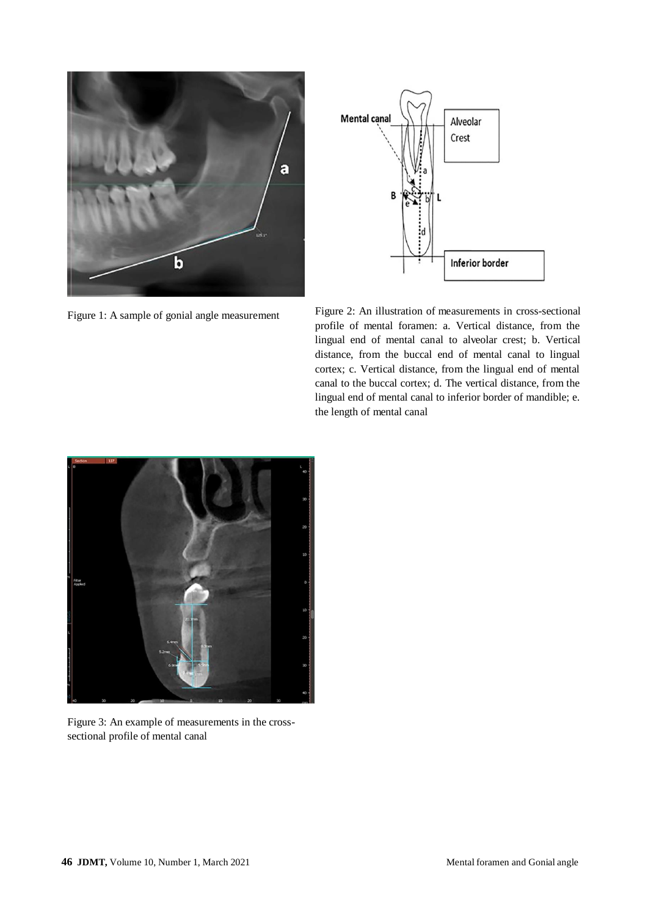Figure 1: A sample of gonial angle measurement

Figure 2: An illustration of measurements in cross-sectional profile of mental foramen: a. Vertical distance, from the lingual end of mental canal to alveolar crest; b. Vertical distance, from the buccal end of mental canal to lingual cortex; c. Vertical distance, from the lingual end of mental canal to the buccal cortex; d. The vertical distance, from the lingual end of mental canal to inferior border of mandible; e. the length of mental canal

Figure 3: An example of measurements in the cross-sectional profile of mental canal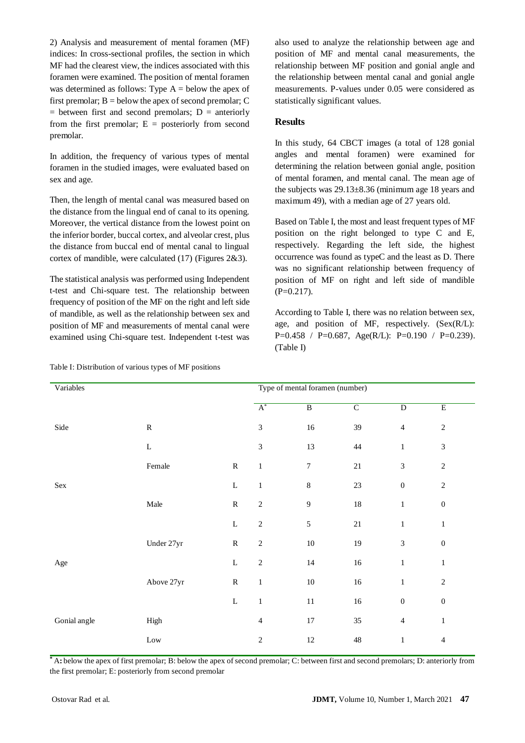2) Analysis and measurement of mental foramen (MF) indices: In cross-sectional profiles, the section in which MF had the clearest view, the indices associated with this foramen were examined. The position of mental foramen was determined as follows: Type A = below the apex of first premolar; B = below the apex of second premolar; C = between first and second premolars; D = anteriorly from the first premolar; E = posteriorly from second premolar.

In addition, the frequency of various types of mental foramen in the studied images, were evaluated based on sex and age.

Then, the length of mental canal was measured based on the distance from the lingual end of canal to its opening. Moreover, the vertical distance from the lowest point on the inferior border, buccal cortex, and alveolar crest, plus the distance from buccal end of mental canal to lingual cortex of mandible, were calculated (17) (Figures 2&3).

The statistical analysis was performed using Independent t-test and Chi-square test. The relationship between frequency of position of the MF on the right and left side of mandible, as well as the relationship between sex and position of MF and measurements of mental canal were examined using Chi-square test. Independent t-test was also used to analyze the relationship between age and position of MF and mental canal measurements, the relationship between MF position and gonial angle and the relationship between mental canal and gonial angle measurements. P-values under 0.05 were considered as statistically significant values.

## Results

In this study, 64 CBCT images (a total of 128 gonial angles and mental foramen) were examined for determining the relation between gonial angle, position of mental foramen, and mental canal. The mean age of the subjects was 29.13±8.36 (minimum age 18 years and maximum 49), with a median age of 27 years old.

Based on Table I, the most and least frequent types of MF position on the right belonged to type C and E, respectively. Regarding the left side, the highest occurrence was found as typeC and the least as D. There was no significant relationship between frequency of position of MF on right and left side of mandible (P=0.217).

According to Table I, there was no relation between sex, age, and position of MF, respectively. (Sex(R/L): P=0.458 / P=0.687, Age(R/L): P=0.190 / P=0.239). (Table I)

Table I: Distribution of various types of MF positions

| Variables | | | Type of mental foramen (number) | | | | |
|---|---|---|---|---|---|---|---|
| | | | A* | B | C | D | E |
| Side | R | | 3 | 16 | 39 | 4 | 2 |
| | L | | 3 | 13 | 44 | 1 | 3 |
| Sex | Female | R | 1 | 7 | 21 | 3 | 2 |
| | | L | 1 | 8 | 23 | 0 | 2 |
| | Male | R | 2 | 9 | 18 | 1 | 0 |
| | | L | 2 | 5 | 21 | 1 | 1 |
| Age | Under 27yr | R | 2 | 10 | 19 | 3 | 0 |
| | | L | 2 | 14 | 16 | 1 | 1 |
| | Above 27yr | R | 1 | 10 | 16 | 1 | 2 |
| | | L | 1 | 11 | 16 | 0 | 0 |
| Gonial angle | High | | 4 | 17 | 35 | 4 | 1 |
| | Low | | 2 | 12 | 48 | 1 | 4 |

\* **A:** below the apex of first premolar; B: below the apex of second premolar; C: between first and second premolars; D: anteriorly from the first premolar; E: posteriorly from second premolar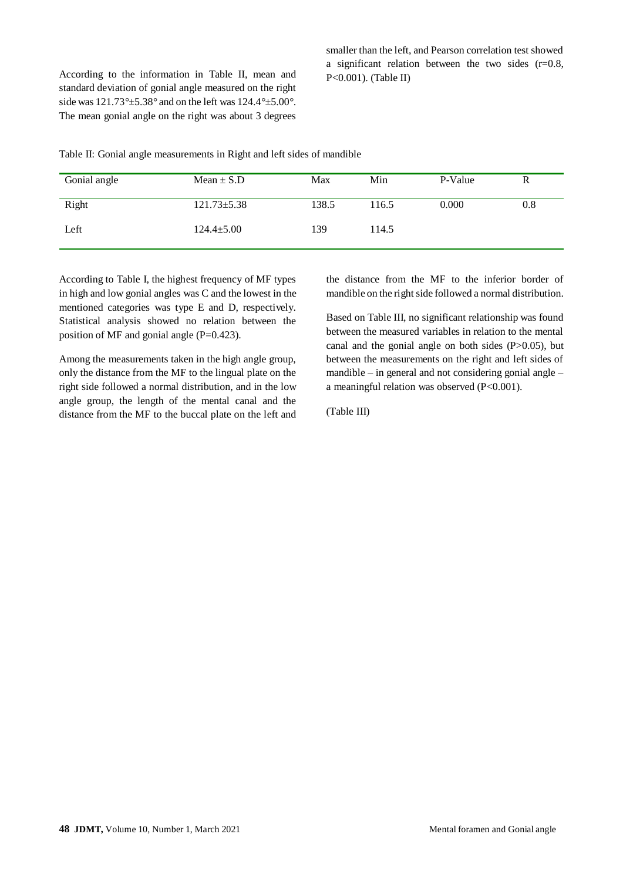According to the information in Table II, mean and standard deviation of gonial angle measured on the right side was 121.73°±5.38° and on the left was 124.4°±5.00°. The mean gonial angle on the right was about 3 degrees smaller than the left, and Pearson correlation test showed a significant relation between the two sides (r=0.8, P<0.001). (Table II)

Table II: Gonial angle measurements in Right and left sides of mandible

| Gonial angle | Mean ± S.D | Max | Min | P-Value | R |
|---|---|---|---|---|---|
| Right | 121.73±5.38 | 138.5 | 116.5 | 0.000 | 0.8 |
| Left | 124.4±5.00 | 139 | 114.5 | | |

According to Table I, the highest frequency of MF types in high and low gonial angles was C and the lowest in the mentioned categories was type E and D, respectively. Statistical analysis showed no relation between the position of MF and gonial angle (P=0.423).

Among the measurements taken in the high angle group, only the distance from the MF to the lingual plate on the right side followed a normal distribution, and in the low angle group, the length of the mental canal and the distance from the MF to the buccal plate on the left and the distance from the MF to the inferior border of mandible on the right side followed a normal distribution.

Based on Table III, no significant relationship was found between the measured variables in relation to the mental canal and the gonial angle on both sides (P>0.05), but between the measurements on the right and left sides of mandible – in general and not considering gonial angle – a meaningful relation was observed (P<0.001).

(Table III)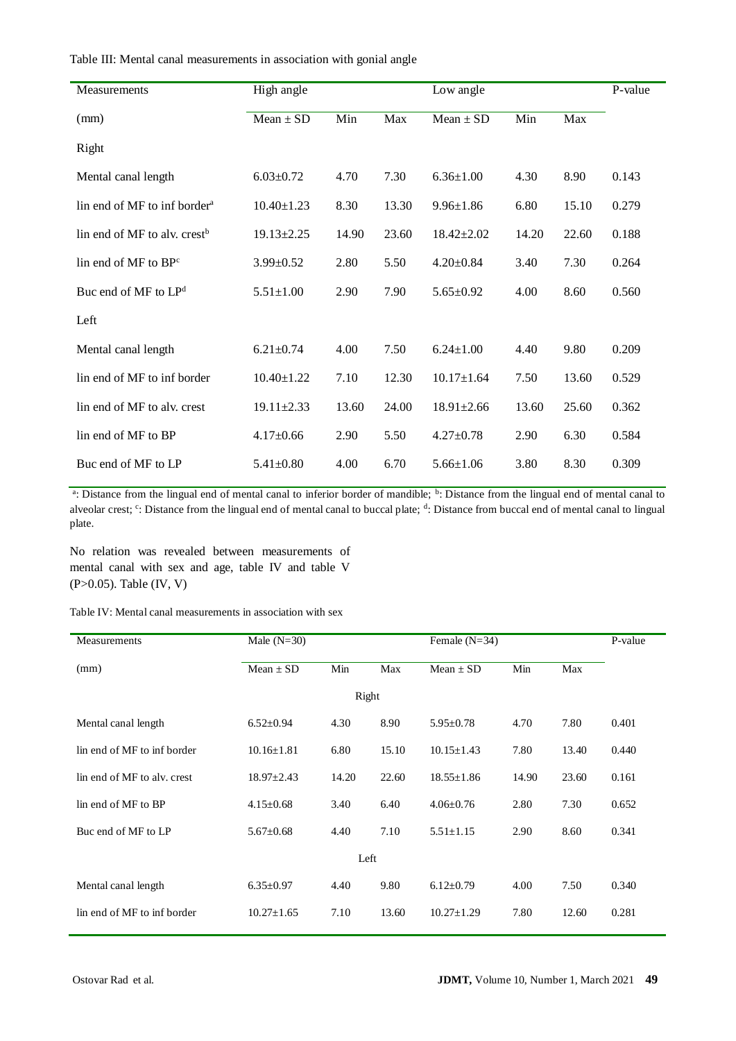Table III: Mental canal measurements in association with gonial angle

| Measurements | High angle | | | Low angle | | | P-value |
|---|---|---|---|---|---|---|---|
| (mm) | Mean ± SD | Min | Max | Mean ± SD | Min | Max | |
| Right | | | | | | | |
| Mental canal length | 6.03±0.72 | 4.70 | 7.30 | 6.36±1.00 | 4.30 | 8.90 | 0.143 |
| lin end of MF to inf border[a] | 10.40±1.23 | 8.30 | 13.30 | 9.96±1.86 | 6.80 | 15.10 | 0.279 |
| lin end of MF to alv. crest[b] | 19.13±2.25 | 14.90 | 23.60 | 18.42±2.02 | 14.20 | 22.60 | 0.188 |
| lin end of MF to BP[c] | 3.99±0.52 | 2.80 | 5.50 | 4.20±0.84 | 3.40 | 7.30 | 0.264 |
| Buc end of MF to LP[d] | 5.51±1.00 | 2.90 | 7.90 | 5.65±0.92 | 4.00 | 8.60 | 0.560 |
| Left | | | | | | | |
| Mental canal length | 6.21±0.74 | 4.00 | 7.50 | 6.24±1.00 | 4.40 | 9.80 | 0.209 |
| lin end of MF to inf border | 10.40±1.22 | 7.10 | 12.30 | 10.17±1.64 | 7.50 | 13.60 | 0.529 |
| lin end of MF to alv. crest | 19.11±2.33 | 13.60 | 24.00 | 18.91±2.66 | 13.60 | 25.60 | 0.362 |
| lin end of MF to BP | 4.17±0.66 | 2.90 | 5.50 | 4.27±0.78 | 2.90 | 6.30 | 0.584 |
| Buc end of MF to LP | 5.41±0.80 | 4.00 | 6.70 | 5.66±1.06 | 3.80 | 8.30 | 0.309 |

[a]: Distance from the lingual end of mental canal to inferior border of mandible; [b]: Distance from the lingual end of mental canal to alveolar crest; [c]: Distance from the lingual end of mental canal to buccal plate; [d]: Distance from buccal end of mental canal to lingual plate.

No relation was revealed between measurements of mental canal with sex and age, table IV and table V ($P>0.05$). Table (IV, V)

Table IV: Mental canal measurements in association with sex

| Measurements | Male (N=30) | | | Female (N=34) | | | P-value |
|---|---|---|---|---|---|---|---|
| (mm) | Mean ± SD | Min | Max | Mean ± SD | Min | Max | |
| Right | | | | | | | |
| Mental canal length | 6.52±0.94 | 4.30 | 8.90 | 5.95±0.78 | 4.70 | 7.80 | 0.401 |
| lin end of MF to inf border | 10.16±1.81 | 6.80 | 15.10 | 10.15±1.43 | 7.80 | 13.40 | 0.440 |
| lin end of MF to alv. crest | 18.97±2.43 | 14.20 | 22.60 | 18.55±1.86 | 14.90 | 23.60 | 0.161 |
| lin end of MF to BP | 4.15±0.68 | 3.40 | 6.40 | 4.06±0.76 | 2.80 | 7.30 | 0.652 |
| Buc end of MF to LP | 5.67±0.68 | 4.40 | 7.10 | 5.51±1.15 | 2.90 | 8.60 | 0.341 |
| Left | | | | | | | |
| Mental canal length | 6.35±0.97 | 4.40 | 9.80 | 6.12±0.79 | 4.00 | 7.50 | 0.340 |
| lin end of MF to inf border | 10.27±1.65 | 7.10 | 13.60 | 10.27±1.29 | 7.80 | 12.60 | 0.281 |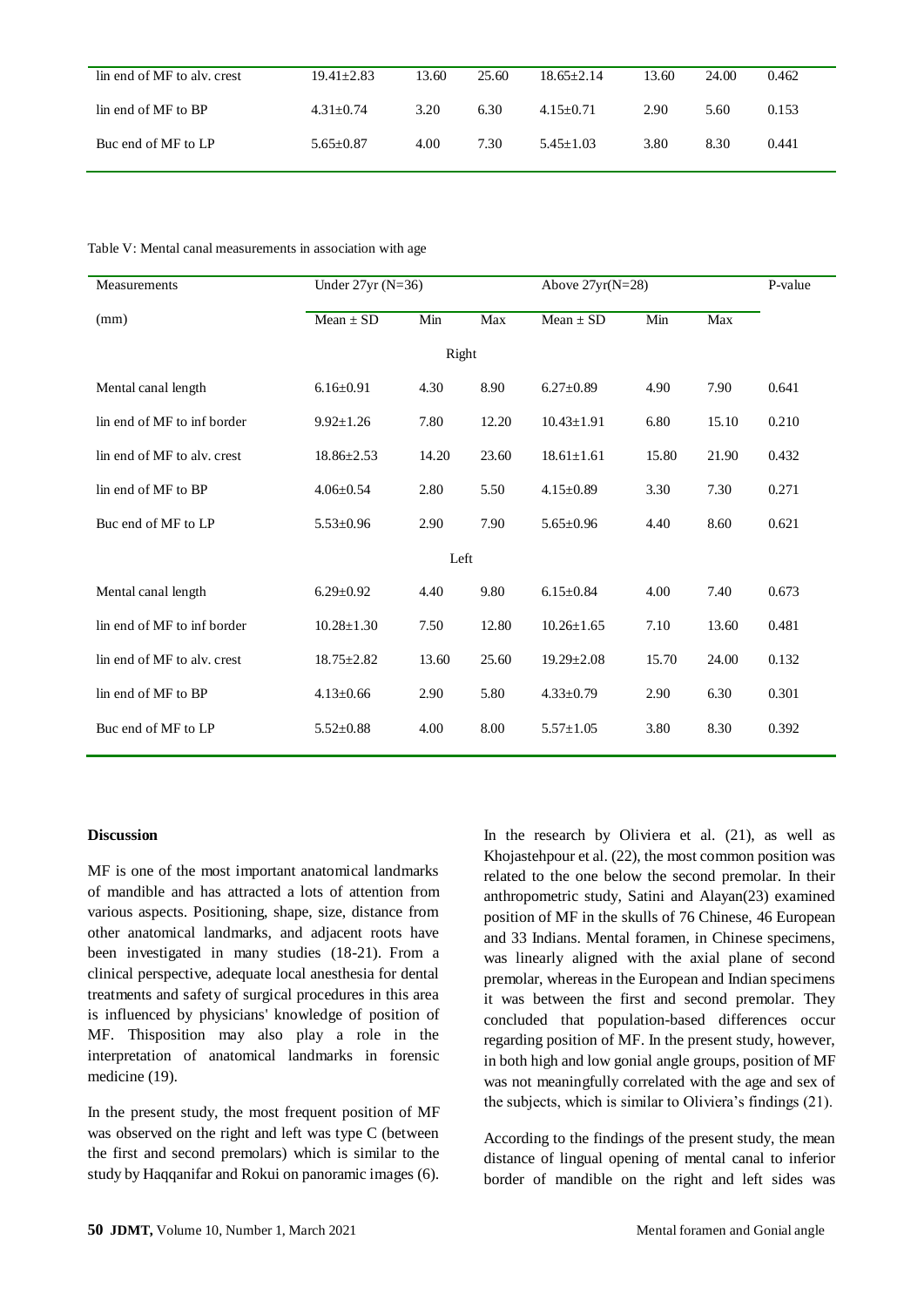| | | | | | | | |
|---|---|---|---|---|---|---|---|
| lin end of MF to alv. crest | 19.41±2.83 | 13.60 | 25.60 | 18.65±2.14 | 13.60 | 24.00 | 0.462 |
| lin end of MF to BP | 4.31±0.74 | 3.20 | 6.30 | 4.15±0.71 | 2.90 | 5.60 | 0.153 |
| Buc end of MF to LP | 5.65±0.87 | 4.00 | 7.30 | 5.45±1.03 | 3.80 | 8.30 | 0.441 |

Table V: Mental canal measurements in association with age

| Measurements (mm) | Under 27yr (N=36) | | | Above 27yr(N=28) | | | P-value |
|---|---|---|---|---|---|---|---|
| | Mean ± SD | Min | Max | Mean ± SD | Min | Max | |
| | | | Right | | | | |
| Mental canal length | 6.16±0.91 | 4.30 | 8.90 | 6.27±0.89 | 4.90 | 7.90 | 0.641 |
| lin end of MF to inf border | 9.92±1.26 | 7.80 | 12.20 | 10.43±1.91 | 6.80 | 15.10 | 0.210 |
| lin end of MF to alv. crest | 18.86±2.53 | 14.20 | 23.60 | 18.61±1.61 | 15.80 | 21.90 | 0.432 |
| lin end of MF to BP | 4.06±0.54 | 2.80 | 5.50 | 4.15±0.89 | 3.30 | 7.30 | 0.271 |
| Buc end of MF to LP | 5.53±0.96 | 2.90 | 7.90 | 5.65±0.96 | 4.40 | 8.60 | 0.621 |
| | | | Left | | | | |
| Mental canal length | 6.29±0.92 | 4.40 | 9.80 | 6.15±0.84 | 4.00 | 7.40 | 0.673 |
| lin end of MF to inf border | 10.28±1.30 | 7.50 | 12.80 | 10.26±1.65 | 7.10 | 13.60 | 0.481 |
| lin end of MF to alv. crest | 18.75±2.82 | 13.60 | 25.60 | 19.29±2.08 | 15.70 | 24.00 | 0.132 |
| lin end of MF to BP | 4.13±0.66 | 2.90 | 5.80 | 4.33±0.79 | 2.90 | 6.30 | 0.301 |
| Buc end of MF to LP | 5.52±0.88 | 4.00 | 8.00 | 5.57±1.05 | 3.80 | 8.30 | 0.392 |

## Discussion

MF is one of the most important anatomical landmarks of mandible and has attracted a lots of attention from various aspects. Positioning, shape, size, distance from other anatomical landmarks, and adjacent roots have been investigated in many studies (18-21). From a clinical perspective, adequate local anesthesia for dental treatments and safety of surgical procedures in this area is influenced by physicians' knowledge of position of MF. Thisposition may also play a role in the interpretation of anatomical landmarks in forensic medicine (19).

In the present study, the most frequent position of MF was observed on the right and left was type C (between the first and second premolars) which is similar to the study by Haqqanifar and Rokui on panoramic images (6).

In the research by Oliviera et al. (21), as well as Khojastehpour et al. (22), the most common position was related to the one below the second premolar. In their anthropometric study, Satini and Alayan(23) examined position of MF in the skulls of 76 Chinese, 46 European and 33 Indians. Mental foramen, in Chinese specimens, was linearly aligned with the axial plane of second premolar, whereas in the European and Indian specimens it was between the first and second premolar. They concluded that population-based differences occur regarding position of MF. In the present study, however, in both high and low gonial angle groups, position of MF was not meaningfully correlated with the age and sex of the subjects, which is similar to Oliviera's findings (21).

According to the findings of the present study, the mean distance of lingual opening of mental canal to inferior border of mandible on the right and left sides was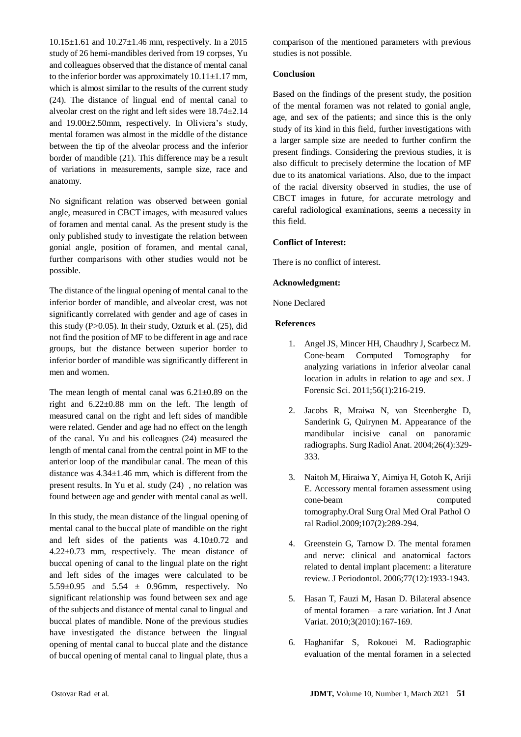10.15±1.61 and 10.27±1.46 mm, respectively. In a 2015 study of 26 hemi-mandibles derived from 19 corpses, Yu and colleagues observed that the distance of mental canal to the inferior border was approximately 10.11±1.17 mm, which is almost similar to the results of the current study (24). The distance of lingual end of mental canal to alveolar crest on the right and left sides were 18.74±2.14 and 19.00±2.50mm, respectively. In Oliviera's study, mental foramen was almost in the middle of the distance between the tip of the alveolar process and the inferior border of mandible (21). This difference may be a result of variations in measurements, sample size, race and anatomy.

No significant relation was observed between gonial angle, measured in CBCT images, with measured values of foramen and mental canal. As the present study is the only published study to investigate the relation between gonial angle, position of foramen, and mental canal, further comparisons with other studies would not be possible.

The distance of the lingual opening of mental canal to the inferior border of mandible, and alveolar crest, was not significantly correlated with gender and age of cases in this study ($P>0.05$). In their study, Ozturk et al. (25), did not find the position of MF to be different in age and race groups, but the distance between superior border to inferior border of mandible was significantly different in men and women.

The mean length of mental canal was 6.21±0.89 on the right and 6.22±0.88 mm on the left. The length of measured canal on the right and left sides of mandible were related. Gender and age had no effect on the length of the canal. Yu and his colleagues (24) measured the length of mental canal from the central point in MF to the anterior loop of the mandibular canal. The mean of this distance was 4.34±1.46 mm, which is different from the present results. In Yu et al. study (24) , no relation was found between age and gender with mental canal as well.

In this study, the mean distance of the lingual opening of mental canal to the buccal plate of mandible on the right and left sides of the patients was 4.10±0.72 and 4.22±0.73 mm, respectively. The mean distance of buccal opening of canal to the lingual plate on the right and left sides of the images were calculated to be 5.59±0.95 and 5.54 ± 0.96mm, respectively. No significant relationship was found between sex and age of the subjects and distance of mental canal to lingual and buccal plates of mandible. None of the previous studies have investigated the distance between the lingual opening of mental canal to buccal plate and the distance of buccal opening of mental canal to lingual plate, thus a comparison of the mentioned parameters with previous studies is not possible.

### Conclusion

Based on the findings of the present study, the position of the mental foramen was not related to gonial angle, age, and sex of the patients; and since this is the only study of its kind in this field, further investigations with a larger sample size are needed to further confirm the present findings. Considering the previous studies, it is also difficult to precisely determine the location of MF due to its anatomical variations. Also, due to the impact of the racial diversity observed in studies, the use of CBCT images in future, for accurate metrology and careful radiological examinations, seems a necessity in this field.

### Conflict of Interest:

There is no conflict of interest.

### Acknowledgment:

None Declared

### References

1. Angel JS, Mincer HH, Chaudhry J, Scarbecz M. Cone-beam Computed Tomography for analyzing variations in inferior alveolar canal location in adults in relation to age and sex. J Forensic Sci. 2011;56(1):216-219.
2. Jacobs R, Mraiwa N, van Steenberghe D, Sanderink G, Quirynen M. Appearance of the mandibular incisive canal on panoramic radiographs. Surg Radiol Anat. 2004;26(4):329-333.
3. Naitoh M, Hiraiwa Y, Aimiya H, Gotoh K, Ariji E. Accessory mental foramen assessment using cone-beam computed tomography.Oral Surg Oral Med Oral Pathol Oral Radiol.2009;107(2):289-294.
4. Greenstein G, Tarnow D. The mental foramen and nerve: clinical and anatomical factors related to dental implant placement: a literature review. J Periodontol. 2006;77(12):1933-1943.
5. Hasan T, Fauzi M, Hasan D. Bilateral absence of mental foramen—a rare variation. Int J Anat Variat. 2010;3(2010):167-169.
6. Haghanifar S, Rokouei M. Radiographic evaluation of the mental foramen in a selected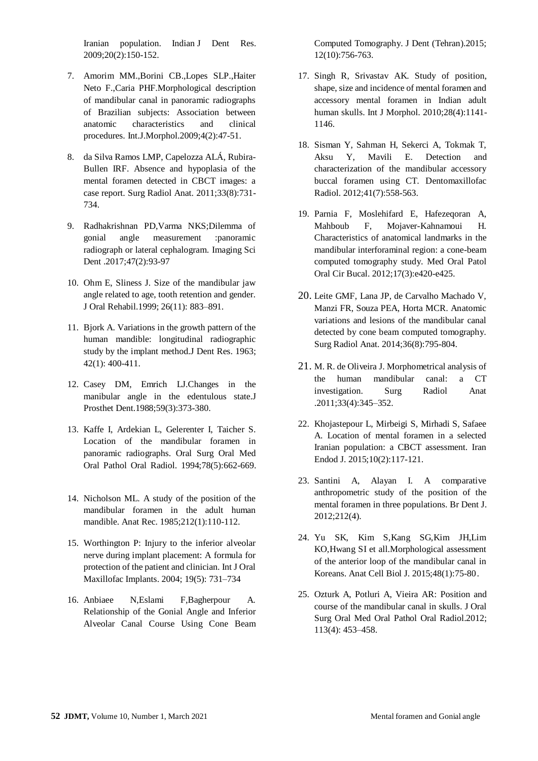Iranian population. Indian J Dent Res. 2009;20(2):150-152.

7. Amorim MM.,Borini CB.,Lopes SLP.,Haiter Neto F.,Caria PHF.Morphological description of mandibular canal in panoramic radiographs of Brazilian subjects: Association between anatomic characteristics and clinical procedures. Int.J.Morphol.2009;4(2):47-51.

8. da Silva Ramos LMP, Capelozza ALÁ, Rubira-Bullen IRF. Absence and hypoplasia of the mental foramen detected in CBCT images: a case report. Surg Radiol Anat. 2011;33(8):731-734.

9. Radhakrishnan PD,Varma NKS;Dilemma of gonial angle measurement :panoramic radiograph or lateral cephalogram. Imaging Sci Dent .2017;47(2):93-97

10. Ohm E, Sliness J. Size of the mandibular jaw angle related to age, tooth retention and gender. J Oral Rehabil.1999; 26(11): 883–891.

11. Bjork A. Variations in the growth pattern of the human mandible: longitudinal radiographic study by the implant method.J Dent Res. 1963; 42(1): 400-411.

12. Casey DM, Emrich LJ.Changes in the manibular angle in the edentulous state.J Prosthet Dent.1988;59(3):373-380.

13. Kaffe I, Ardekian L, Gelerenter I, Taicher S. Location of the mandibular foramen in panoramic radiographs. Oral Surg Oral Med Oral Pathol Oral Radiol. 1994;78(5):662-669.

14. Nicholson ML. A study of the position of the mandibular foramen in the adult human mandible. Anat Rec. 1985;212(1):110-112.

15. Worthington P: Injury to the inferior alveolar nerve during implant placement: A formula for protection of the patient and clinician. Int J Oral Maxillofac Implants. 2004; 19(5): 731–734

16. Anbiaee N,Eslami F,Bagherpour A. Relationship of the Gonial Angle and Inferior Alveolar Canal Course Using Cone Beam Computed Tomography. J Dent (Tehran).2015; 12(10):756-763.

17. Singh R, Srivastav AK. Study of position, shape, size and incidence of mental foramen and accessory mental foramen in Indian adult human skulls. Int J Morphol. 2010;28(4):1141-1146.

18. Sisman Y, Sahman H, Sekerci A, Tokmak T, Aksu Y, Mavili E. Detection and characterization of the mandibular accessory buccal foramen using CT. Dentomaxillofac Radiol. 2012;41(7):558-563.

19. Parnia F, Moslehifard E, Hafezeqoran A, Mahboub F, Mojaver-Kahnamoui H. Characteristics of anatomical landmarks in the mandibular interforaminal region: a cone-beam computed tomography study. Med Oral Patol Oral Cir Bucal. 2012;17(3):e420-e425.

20. Leite GMF, Lana JP, de Carvalho Machado V, Manzi FR, Souza PEA, Horta MCR. Anatomic variations and lesions of the mandibular canal detected by cone beam computed tomography. Surg Radiol Anat. 2014;36(8):795-804.

21. M. R. de Oliveira J. Morphometrical analysis of the human mandibular canal: a CT investigation. Surg Radiol Anat .2011;33(4):345–352.

22. Khojastepour L, Mirbeigi S, Mirhadi S, Safaee A. Location of mental foramen in a selected Iranian population: a CBCT assessment. Iran Endod J. 2015;10(2):117-121.

23. Santini A, Alayan I. A comparative anthropometric study of the position of the mental foramen in three populations. Br Dent J. 2012;212(4).

24. Yu SK, Kim S,Kang SG,Kim JH,Lim KO,Hwang SI et all.Morphological assessment of the anterior loop of the mandibular canal in Koreans. Anat Cell Biol J. 2015;48(1):75-80.

25. Ozturk A, Potluri A, Vieira AR: Position and course of the mandibular canal in skulls. J Oral Surg Oral Med Oral Pathol Oral Radiol.2012; 113(4): 453–458.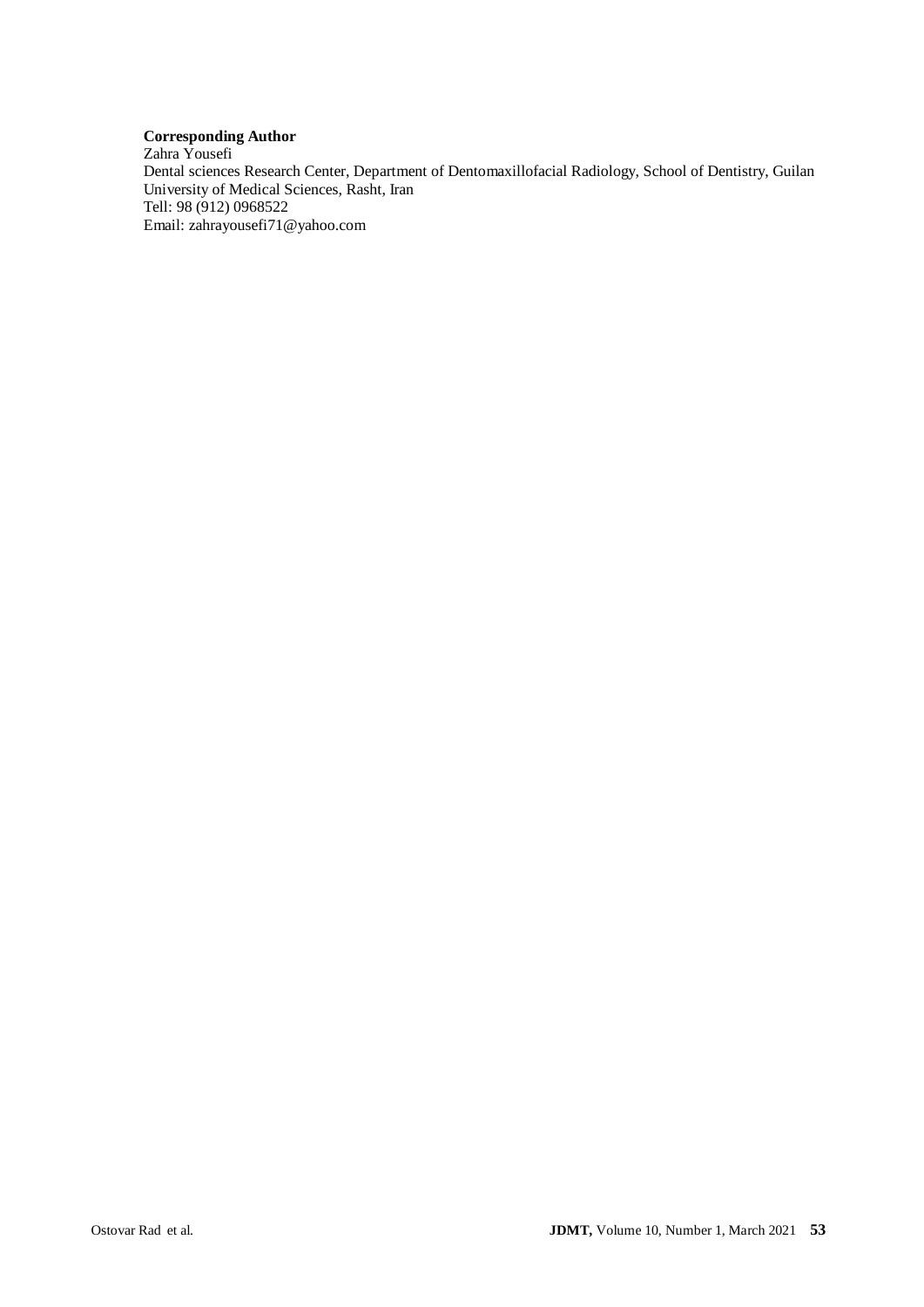**Corresponding Author**

Zahra Yousefi

Dental sciences Research Center, Department of Dentomaxillofacial Radiology, School of Dentistry, Guilan University of Medical Sciences, Rasht, Iran

Tell: 98 (912) 0968522

Email: zahrayousefi71@yahoo.com